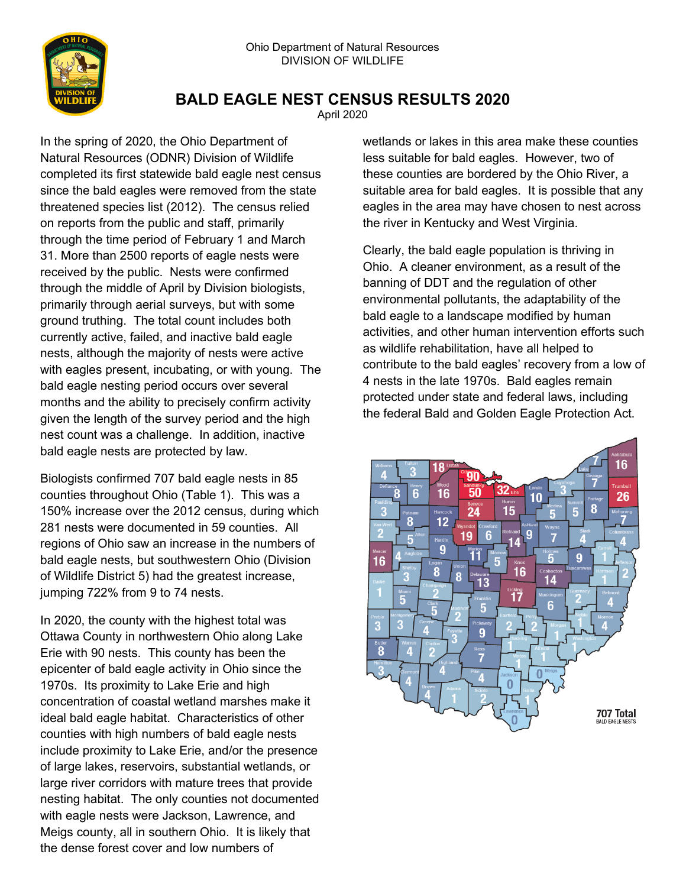Ohio Department of Natural Resources
DIVISION OF WILDLIFE

# BALD EAGLE NEST CENSUS RESULTS 2020

April 2020

In the spring of 2020, the Ohio Department of Natural Resources (ODNR) Division of Wildlife completed its first statewide bald eagle nest census since the bald eagles were removed from the state threatened species list (2012). The census relied on reports from the public and staff, primarily through the time period of February 1 and March 31. More than 2500 reports of eagle nests were received by the public. Nests were confirmed through the middle of April by Division biologists, primarily through aerial surveys, but with some ground truthing. The total count includes both currently active, failed, and inactive bald eagle nests, although the majority of nests were active with eagles present, incubating, or with young. The bald eagle nesting period occurs over several months and the ability to precisely confirm activity given the length of the survey period and the high nest count was a challenge. In addition, inactive bald eagle nests are protected by law.

Biologists confirmed 707 bald eagle nests in 85 counties throughout Ohio (Table 1). This was a 150% increase over the 2012 census, during which 281 nests were documented in 59 counties. All regions of Ohio saw an increase in the numbers of bald eagle nests, but southwestern Ohio (Division of Wildlife District 5) had the greatest increase, jumping 722% from 9 to 74 nests.

In 2020, the county with the highest total was Ottawa County in northwestern Ohio along Lake Erie with 90 nests. This county has been the epicenter of bald eagle activity in Ohio since the 1970s. Its proximity to Lake Erie and high concentration of coastal wetland marshes make it ideal bald eagle habitat. Characteristics of other counties with high numbers of bald eagle nests include proximity to Lake Erie, and/or the presence of large lakes, reservoirs, substantial wetlands, or large river corridors with mature trees that provide nesting habitat. The only counties not documented with eagle nests were Jackson, Lawrence, and Meigs county, all in southern Ohio. It is likely that the dense forest cover and low numbers of wetlands or lakes in this area make these counties less suitable for bald eagles. However, two of these counties are bordered by the Ohio River, a suitable area for bald eagles. It is possible that any eagles in the area may have chosen to nest across the river in Kentucky and West Virginia.

Clearly, the bald eagle population is thriving in Ohio. A cleaner environment, as a result of the banning of DDT and the regulation of other environmental pollutants, the adaptability of the bald eagle to a landscape modified by human activities, and other human intervention efforts such as wildlife rehabilitation, have all helped to contribute to the bald eagles' recovery from a low of 4 nests in the late 1970s. Bald eagles remain protected under state and federal laws, including the federal Bald and Golden Eagle Protection Act.

707 Total
BALD EAGLE NESTS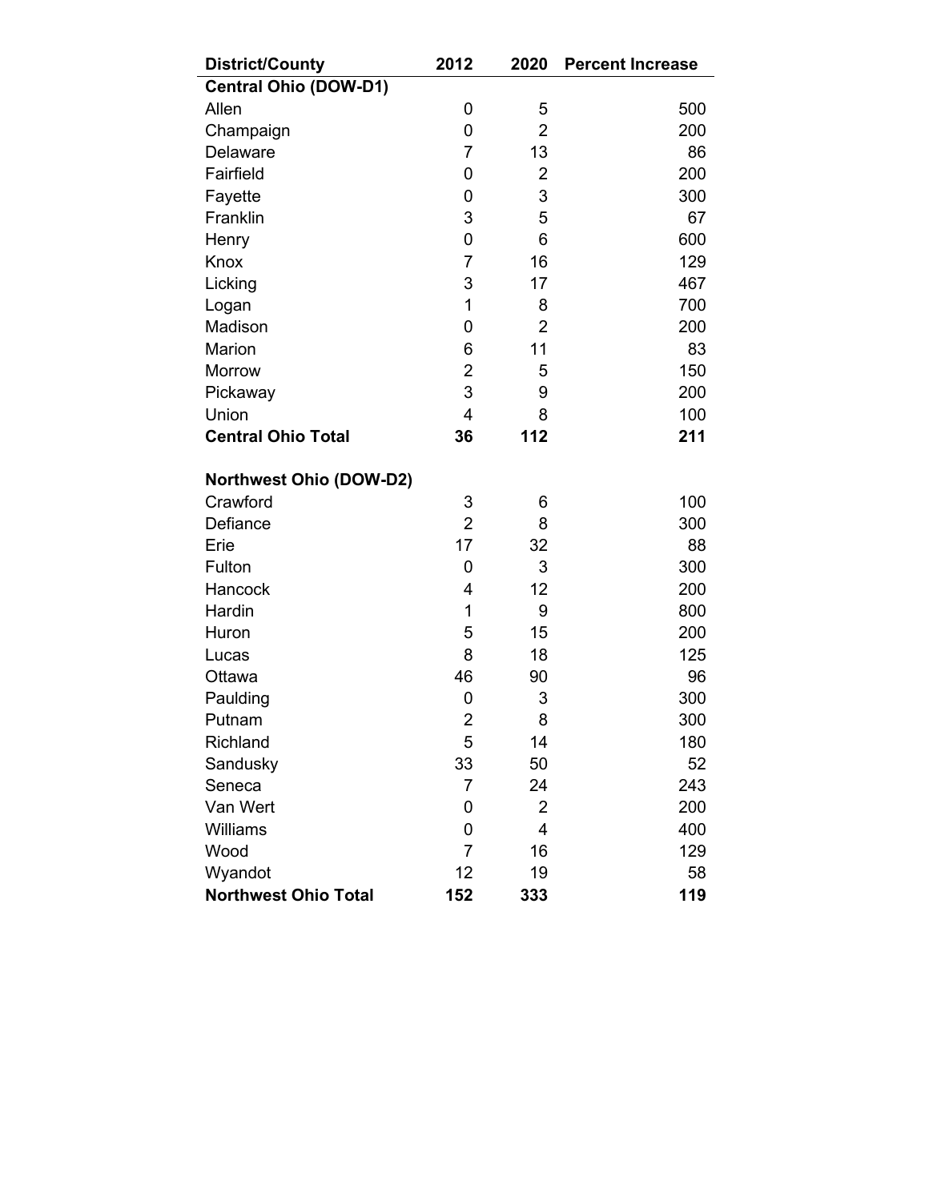| District/County | 2012 | 2020 | Percent Increase |
|---|---|---|---|
| **Central Ohio (DOW-D1)** | | | |
| Allen | 0 | 5 | 500 |
| Champaign | 0 | 2 | 200 |
| Delaware | 7 | 13 | 86 |
| Fairfield | 0 | 2 | 200 |
| Fayette | 0 | 3 | 300 |
| Franklin | 3 | 5 | 67 |
| Henry | 0 | 6 | 600 |
| Knox | 7 | 16 | 129 |
| Licking | 3 | 17 | 467 |
| Logan | 1 | 8 | 700 |
| Madison | 0 | 2 | 200 |
| Marion | 6 | 11 | 83 |
| Morrow | 2 | 5 | 150 |
| Pickaway | 3 | 9 | 200 |
| Union | 4 | 8 | 100 |
| **Central Ohio Total** | **36** | **112** | **211** |
| | | | |
| **Northwest Ohio (DOW-D2)** | | | |
| Crawford | 3 | 6 | 100 |
| Defiance | 2 | 8 | 300 |
| Erie | 17 | 32 | 88 |
| Fulton | 0 | 3 | 300 |
| Hancock | 4 | 12 | 200 |
| Hardin | 1 | 9 | 800 |
| Huron | 5 | 15 | 200 |
| Lucas | 8 | 18 | 125 |
| Ottawa | 46 | 90 | 96 |
| Paulding | 0 | 3 | 300 |
| Putnam | 2 | 8 | 300 |
| Richland | 5 | 14 | 180 |
| Sandusky | 33 | 50 | 52 |
| Seneca | 7 | 24 | 243 |
| Van Wert | 0 | 2 | 200 |
| Williams | 0 | 4 | 400 |
| Wood | 7 | 16 | 129 |
| Wyandot | 12 | 19 | 58 |
| **Northwest Ohio Total** | **152** | **333** | **119** |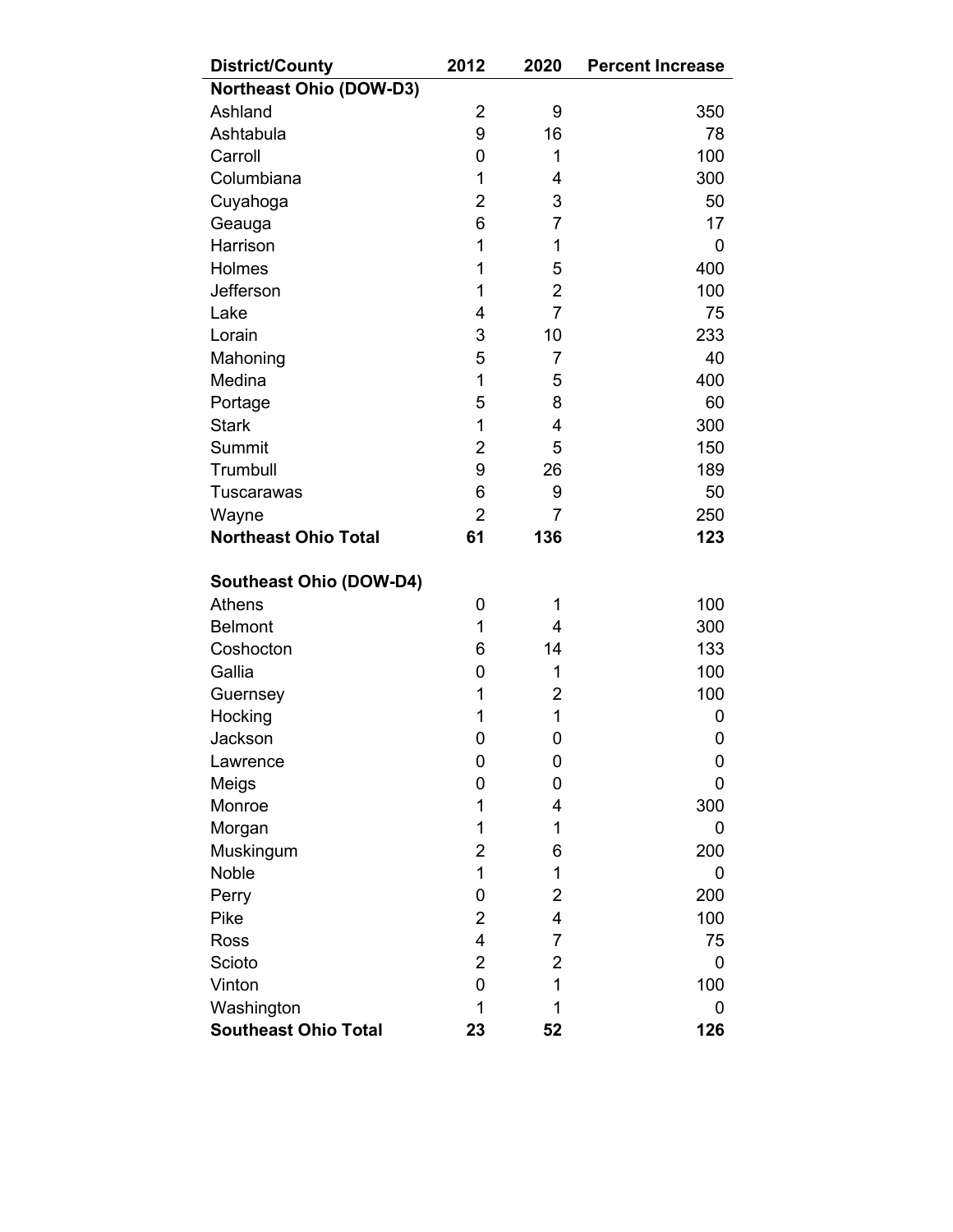| District/County | 2012 | 2020 | Percent Increase |
|---|---|---|---|
| **Northeast Ohio (DOW-D3)** | | | |
| Ashland | 2 | 9 | 350 |
| Ashtabula | 9 | 16 | 78 |
| Carroll | 0 | 1 | 100 |
| Columbiana | 1 | 4 | 300 |
| Cuyahoga | 2 | 3 | 50 |
| Geauga | 6 | 7 | 17 |
| Harrison | 1 | 1 | 0 |
| Holmes | 1 | 5 | 400 |
| Jefferson | 1 | 2 | 100 |
| Lake | 4 | 7 | 75 |
| Lorain | 3 | 10 | 233 |
| Mahoning | 5 | 7 | 40 |
| Medina | 1 | 5 | 400 |
| Portage | 5 | 8 | 60 |
| Stark | 1 | 4 | 300 |
| Summit | 2 | 5 | 150 |
| Trumbull | 9 | 26 | 189 |
| Tuscarawas | 6 | 9 | 50 |
| Wayne | 2 | 7 | 250 |
| **Northeast Ohio Total** | **61** | **136** | **123** |
| | | | |
| **Southeast Ohio (DOW-D4)** | | | |
| Athens | 0 | 1 | 100 |
| Belmont | 1 | 4 | 300 |
| Coshocton | 6 | 14 | 133 |
| Gallia | 0 | 1 | 100 |
| Guernsey | 1 | 2 | 100 |
| Hocking | 1 | 1 | 0 |
| Jackson | 0 | 0 | 0 |
| Lawrence | 0 | 0 | 0 |
| Meigs | 0 | 0 | 0 |
| Monroe | 1 | 4 | 300 |
| Morgan | 1 | 1 | 0 |
| Muskingum | 2 | 6 | 200 |
| Noble | 1 | 1 | 0 |
| Perry | 0 | 2 | 200 |
| Pike | 2 | 4 | 100 |
| Ross | 4 | 7 | 75 |
| Scioto | 2 | 2 | 0 |
| Vinton | 0 | 1 | 100 |
| Washington | 1 | 1 | 0 |
| **Southeast Ohio Total** | **23** | **52** | **126** |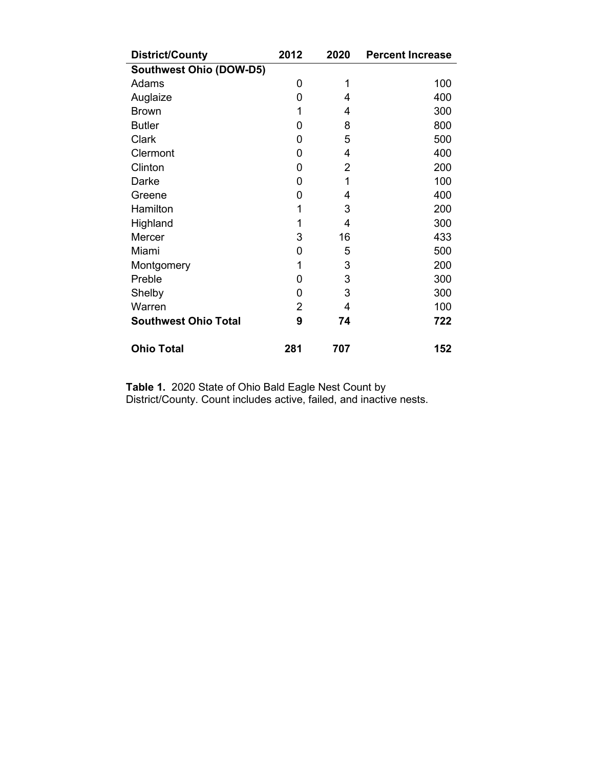| District/County | 2012 | 2020 | Percent Increase |
| --- | --- | --- | --- |
| **Southwest Ohio (DOW-D5)** | | | |
| Adams | 0 | 1 | 100 |
| Auglaize | 0 | 4 | 400 |
| Brown | 1 | 4 | 300 |
| Butler | 0 | 8 | 800 |
| Clark | 0 | 5 | 500 |
| Clermont | 0 | 4 | 400 |
| Clinton | 0 | 2 | 200 |
| Darke | 0 | 1 | 100 |
| Greene | 0 | 4 | 400 |
| Hamilton | 1 | 3 | 200 |
| Highland | 1 | 4 | 300 |
| Mercer | 3 | 16 | 433 |
| Miami | 0 | 5 | 500 |
| Montgomery | 1 | 3 | 200 |
| Preble | 0 | 3 | 300 |
| Shelby | 0 | 3 | 300 |
| Warren | 2 | 4 | 100 |
| **Southwest Ohio Total** | **9** | **74** | **722** |
| | | | |
| **Ohio Total** | **281** | **707** | **152** |

**Table 1.** 2020 State of Ohio Bald Eagle Nest Count by District/County. Count includes active, failed, and inactive nests.